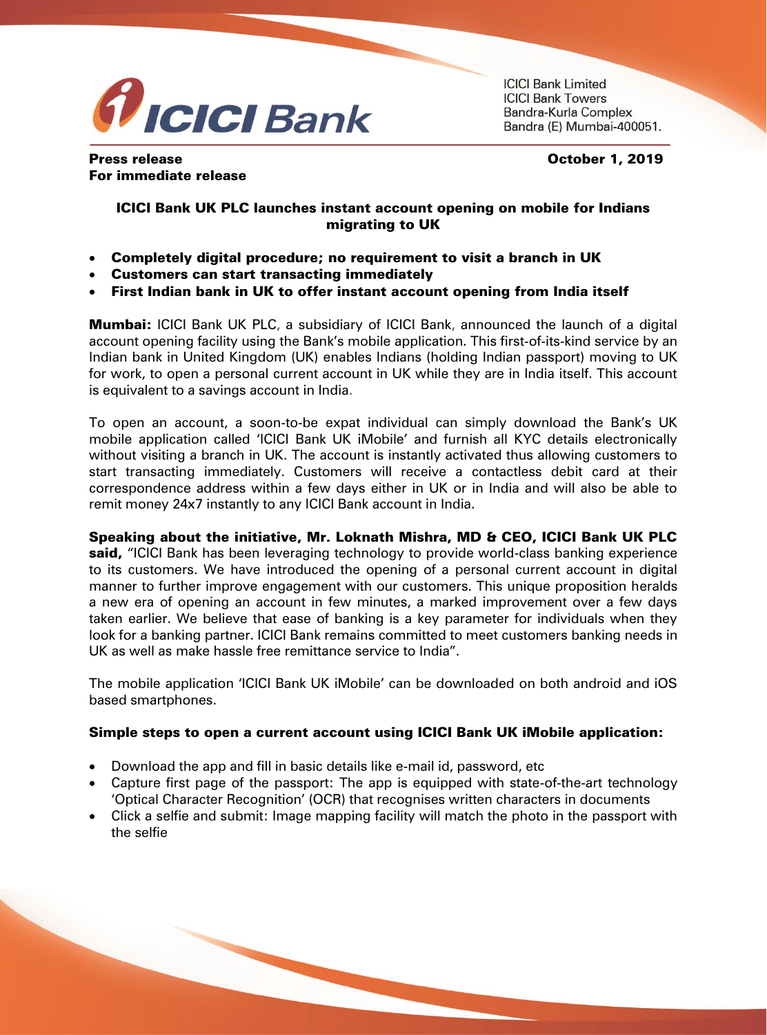ICICI Bank Limited
ICICI Bank Towers
Bandra-Kurla Complex
Bandra (E) Mumbai-400051.

**Press release**
**For immediate release**

**October 1, 2019**

## ICICI Bank UK PLC launches instant account opening on mobile for Indians migrating to UK

- **Completely digital procedure; no requirement to visit a branch in UK**
- **Customers can start transacting immediately**
- **First Indian bank in UK to offer instant account opening from India itself**

**Mumbai:** ICICI Bank UK PLC, a subsidiary of ICICI Bank, announced the launch of a digital account opening facility using the Bank's mobile application. This first-of-its-kind service by an Indian bank in United Kingdom (UK) enables Indians (holding Indian passport) moving to UK for work, to open a personal current account in UK while they are in India itself. This account is equivalent to a savings account in India.

To open an account, a soon-to-be expat individual can simply download the Bank's UK mobile application called 'ICICI Bank UK iMobile' and furnish all KYC details electronically without visiting a branch in UK. The account is instantly activated thus allowing customers to start transacting immediately. Customers will receive a contactless debit card at their correspondence address within a few days either in UK or in India and will also be able to remit money 24x7 instantly to any ICICI Bank account in India.

**Speaking about the initiative, Mr. Loknath Mishra, MD & CEO, ICICI Bank UK PLC said,** "ICICI Bank has been leveraging technology to provide world-class banking experience to its customers. We have introduced the opening of a personal current account in digital manner to further improve engagement with our customers. This unique proposition heralds a new era of opening an account in few minutes, a marked improvement over a few days taken earlier. We believe that ease of banking is a key parameter for individuals when they look for a banking partner. ICICI Bank remains committed to meet customers banking needs in UK as well as make hassle free remittance service to India".

The mobile application 'ICICI Bank UK iMobile' can be downloaded on both android and iOS based smartphones.

### Simple steps to open a current account using ICICI Bank UK iMobile application:

- Download the app and fill in basic details like e-mail id, password, etc
- Capture first page of the passport: The app is equipped with state-of-the-art technology 'Optical Character Recognition' (OCR) that recognises written characters in documents
- Click a selfie and submit: Image mapping facility will match the photo in the passport with the selfie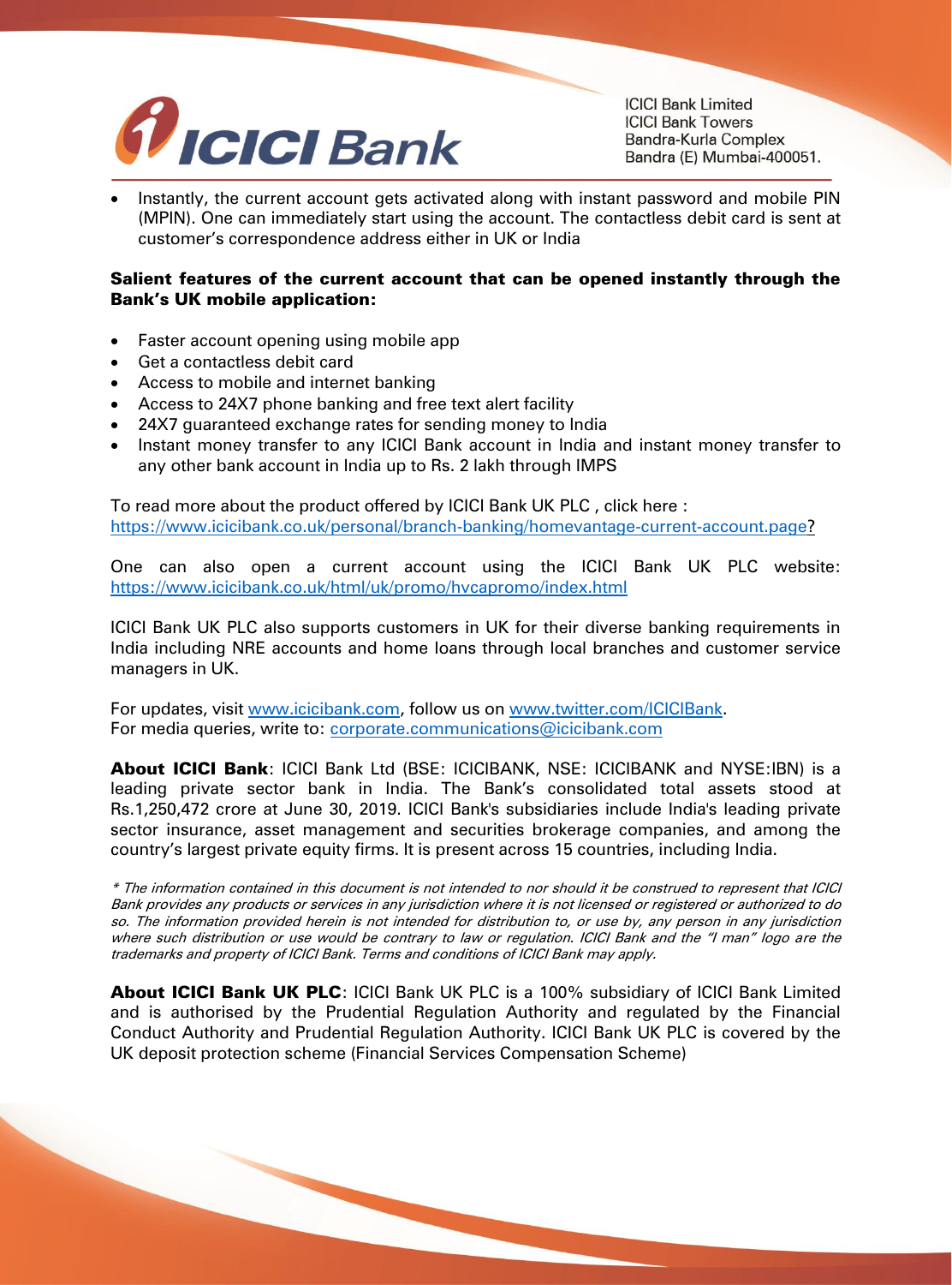- Instantly, the current account gets activated along with instant password and mobile PIN (MPIN). One can immediately start using the account. The contactless debit card is sent at customer's correspondence address either in UK or India

**Salient features of the current account that can be opened instantly through the Bank's UK mobile application:**

- Faster account opening using mobile app
- Get a contactless debit card
- Access to mobile and internet banking
- Access to 24X7 phone banking and free text alert facility
- 24X7 guaranteed exchange rates for sending money to India
- Instant money transfer to any ICICI Bank account in India and instant money transfer to any other bank account in India up to Rs. 2 lakh through IMPS

To read more about the product offered by ICICI Bank UK PLC , click here : https://www.icicibank.co.uk/personal/branch-banking/homevantage-current-account.page?

One can also open a current account using the ICICI Bank UK PLC website: https://www.icicibank.co.uk/html/uk/promo/hvcapromo/index.html

ICICI Bank UK PLC also supports customers in UK for their diverse banking requirements in India including NRE accounts and home loans through local branches and customer service managers in UK.

For updates, visit www.icicibank.com, follow us on www.twitter.com/ICICIBank.
For media queries, write to: corporate.communications@icicibank.com

**About ICICI Bank**: ICICI Bank Ltd (BSE: ICICIBANK, NSE: ICICIBANK and NYSE:IBN) is a leading private sector bank in India. The Bank's consolidated total assets stood at Rs.1,250,472 crore at June 30, 2019. ICICI Bank's subsidiaries include India's leading private sector insurance, asset management and securities brokerage companies, and among the country's largest private equity firms. It is present across 15 countries, including India.

*\* The information contained in this document is not intended to nor should it be construed to represent that ICICI Bank provides any products or services in any jurisdiction where it is not licensed or registered or authorized to do so. The information provided herein is not intended for distribution to, or use by, any person in any jurisdiction where such distribution or use would be contrary to law or regulation. ICICI Bank and the "I man" logo are the trademarks and property of ICICI Bank. Terms and conditions of ICICI Bank may apply.*

**About ICICI Bank UK PLC**: ICICI Bank UK PLC is a 100% subsidiary of ICICI Bank Limited and is authorised by the Prudential Regulation Authority and regulated by the Financial Conduct Authority and Prudential Regulation Authority. ICICI Bank UK PLC is covered by the UK deposit protection scheme (Financial Services Compensation Scheme)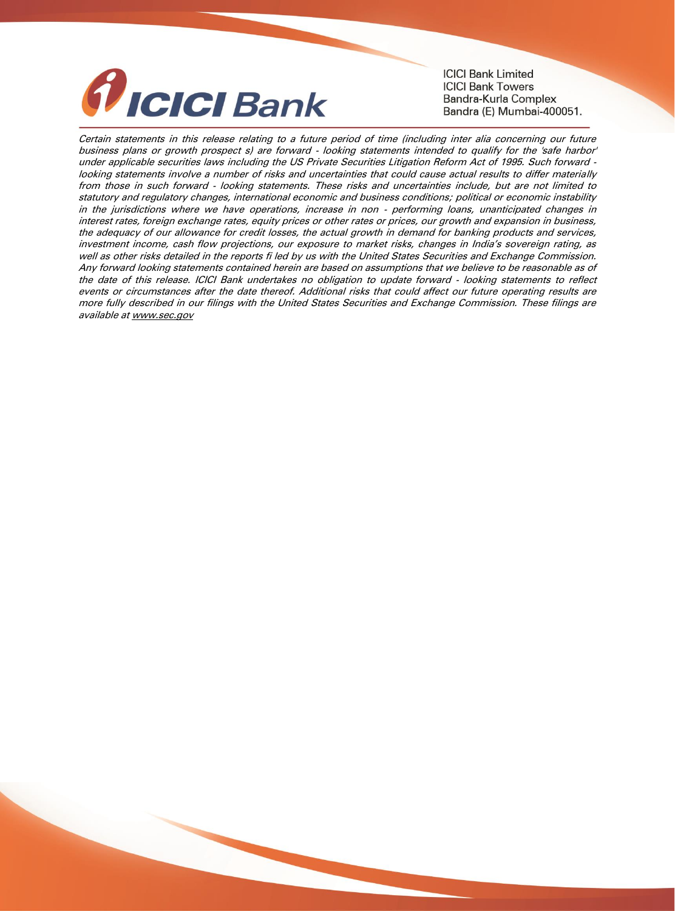ICICI Bank Limited
ICICI Bank Towers
Bandra-Kurla Complex
Bandra (E) Mumbai-400051.

*Certain statements in this release relating to a future period of time (including inter alia concerning our future business plans or growth prospect s) are forward - looking statements intended to qualify for the 'safe harbor' under applicable securities laws including the US Private Securities Litigation Reform Act of 1995. Such forward - looking statements involve a number of risks and uncertainties that could cause actual results to differ materially from those in such forward - looking statements. These risks and uncertainties include, but are not limited to statutory and regulatory changes, international economic and business conditions; political or economic instability in the jurisdictions where we have operations, increase in non - performing loans, unanticipated changes in interest rates, foreign exchange rates, equity prices or other rates or prices, our growth and expansion in business, the adequacy of our allowance for credit losses, the actual growth in demand for banking products and services, investment income, cash flow projections, our exposure to market risks, changes in India's sovereign rating, as well as other risks detailed in the reports fi led by us with the United States Securities and Exchange Commission. Any forward looking statements contained herein are based on assumptions that we believe to be reasonable as of the date of this release. ICICI Bank undertakes no obligation to update forward - looking statements to reflect events or circumstances after the date thereof. Additional risks that could affect our future operating results are more fully described in our filings with the United States Securities and Exchange Commission. These filings are available at www.sec.gov*